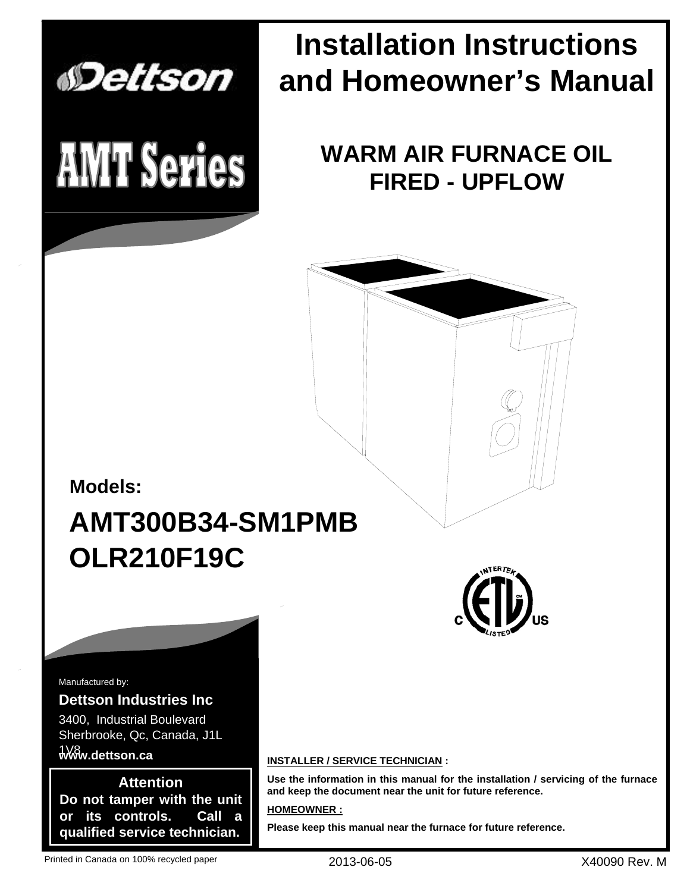Dettson

AMT Series

# Installation Instructions and Homeowner's Manual

## WARM AIR FURNACE OIL FIRED - UPFLOW

**Models:**

## AMT300B34-SM1PMB
## OLR210F19C

Manufactured by:

**Dettson Industries Inc**

3400, Industrial Boulevard
Sherbrooke, Qc, Canada, J1L 1V8

**www.dettson.ca**

**Attention**

**Do not tamper with the unit or its controls. Call a qualified service technician.**

**INSTALLER / SERVICE TECHNICIAN :**

**Use the information in this manual for the installation / servicing of the furnace and keep the document near the unit for future reference.**

**HOMEOWNER :**

**Please keep this manual near the furnace for future reference.**

Printed in Canada on 100% recycled paper

2013-06-05

X40090 Rev. M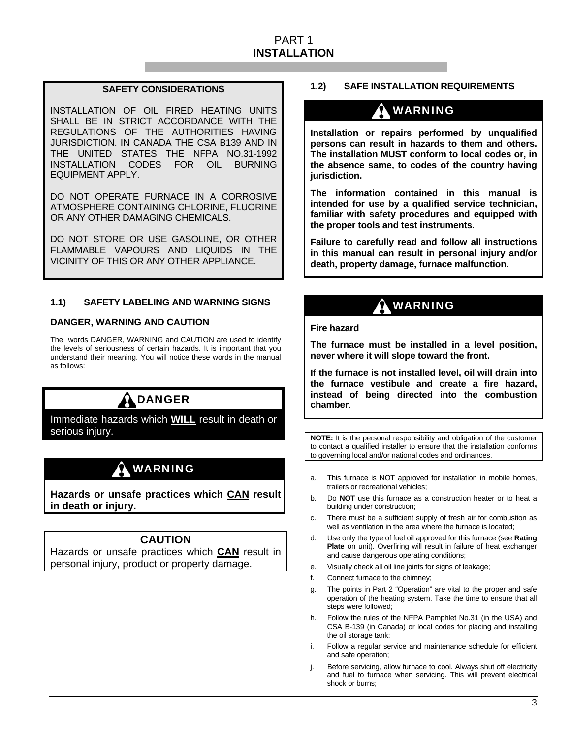# PART 1
# INSTALLATION

### SAFETY CONSIDERATIONS

INSTALLATION OF OIL FIRED HEATING UNITS SHALL BE IN STRICT ACCORDANCE WITH THE REGULATIONS OF THE AUTHORITIES HAVING JURISDICTION. IN CANADA THE CSA B139 AND IN THE UNITED STATES THE NFPA NO.31-1992 INSTALLATION CODES FOR OIL BURNING EQUIPMENT APPLY.

DO NOT OPERATE FURNACE IN A CORROSIVE ATMOSPHERE CONTAINING CHLORINE, FLUORINE OR ANY OTHER DAMAGING CHEMICALS.

DO NOT STORE OR USE GASOLINE, OR OTHER FLAMMABLE VAPOURS AND LIQUIDS IN THE VICINITY OF THIS OR ANY OTHER APPLIANCE.

## 1.1) SAFETY LABELING AND WARNING SIGNS

### DANGER, WARNING AND CAUTION

The words DANGER, WARNING and CAUTION are used to identify the levels of seriousness of certain hazards. It is important that you understand their meaning. You will notice these words in the manual as follows:

**DANGER**

Immediate hazards which **WILL** result in death or serious injury.

**WARNING**

**Hazards or unsafe practices which CAN result in death or injury.**

**CAUTION**

Hazards or unsafe practices which **CAN** result in personal injury, product or property damage.

## 1.2) SAFE INSTALLATION REQUIREMENTS

**WARNING**

**Installation or repairs performed by unqualified persons can result in hazards to them and others. The installation MUST conform to local codes or, in the absence same, to codes of the country having jurisdiction.**

**The information contained in this manual is intended for use by a qualified service technician, familiar with safety procedures and equipped with the proper tools and test instruments.**

**Failure to carefully read and follow all instructions in this manual can result in personal injury and/or death, property damage, furnace malfunction.**

**WARNING**

**Fire hazard**

**The furnace must be installed in a level position, never where it will slope toward the front.**

**If the furnace is not installed level, oil will drain into the furnace vestibule and create a fire hazard, instead of being directed into the combustion chamber.**

**NOTE:** It is the personal responsibility and obligation of the customer to contact a qualified installer to ensure that the installation conforms to governing local and/or national codes and ordinances.

a. This furnace is NOT approved for installation in mobile homes, trailers or recreational vehicles;
b. Do **NOT** use this furnace as a construction heater or to heat a building under construction;
c. There must be a sufficient supply of fresh air for combustion as well as ventilation in the area where the furnace is located;
d. Use only the type of fuel oil approved for this furnace (see **Rating Plate** on unit). Overfiring will result in failure of heat exchanger and cause dangerous operating conditions;
e. Visually check all oil line joints for signs of leakage;
f. Connect furnace to the chimney;
g. The points in Part 2 "Operation" are vital to the proper and safe operation of the heating system. Take the time to ensure that all steps were followed;
h. Follow the rules of the NFPA Pamphlet No.31 (in the USA) and CSA B-139 (in Canada) or local codes for placing and installing the oil storage tank;
i. Follow a regular service and maintenance schedule for efficient and safe operation;
j. Before servicing, allow furnace to cool. Always shut off electricity and fuel to furnace when servicing. This will prevent electrical shock or burns;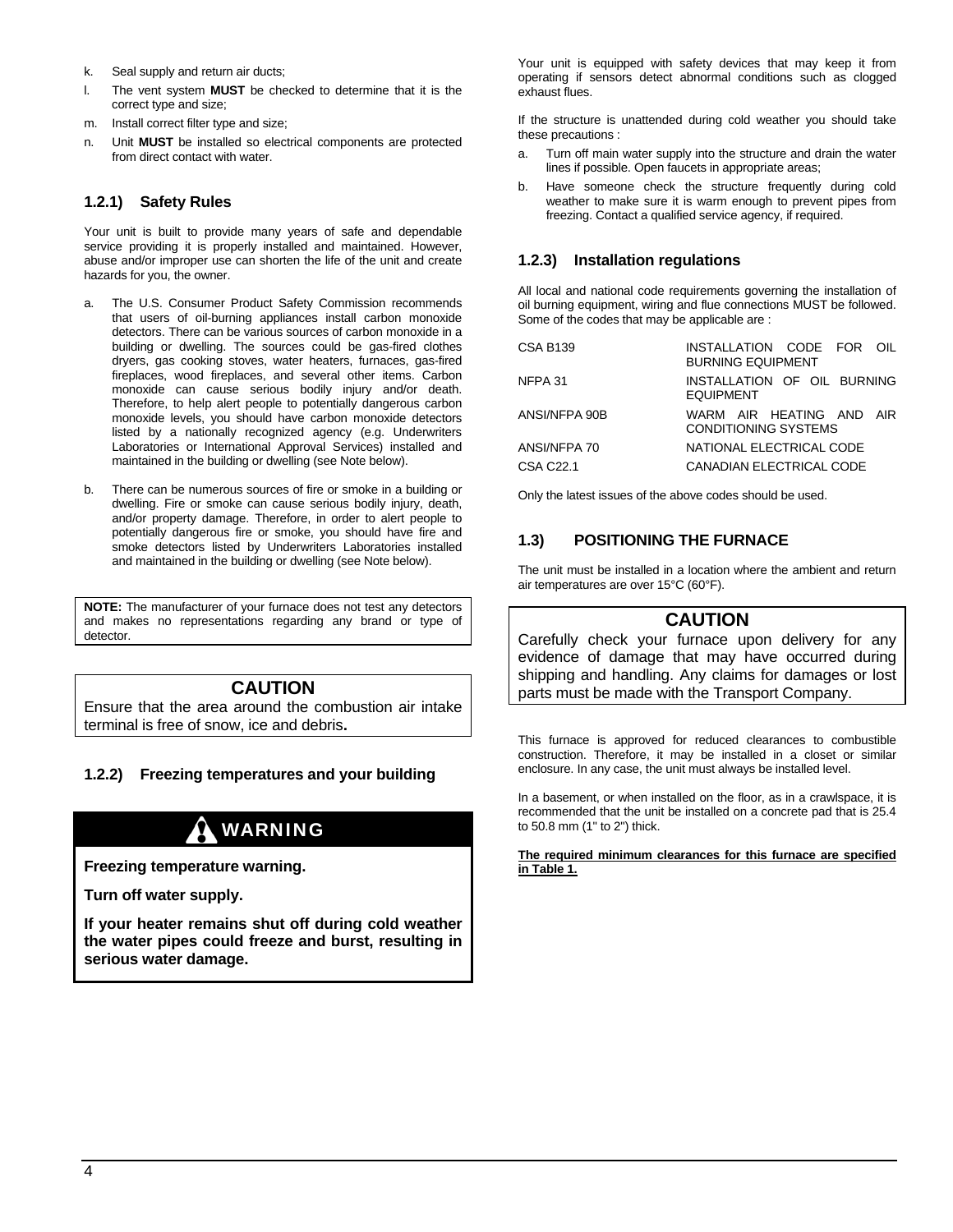k. Seal supply and return air ducts;
l. The vent system **MUST** be checked to determine that it is the correct type and size;
m. Install correct filter type and size;
n. Unit **MUST** be installed so electrical components are protected from direct contact with water.

### 1.2.1) Safety Rules

Your unit is built to provide many years of safe and dependable service providing it is properly installed and maintained. However, abuse and/or improper use can shorten the life of the unit and create hazards for you, the owner.

a. The U.S. Consumer Product Safety Commission recommends that users of oil-burning appliances install carbon monoxide detectors. There can be various sources of carbon monoxide in a building or dwelling. The sources could be gas-fired clothes dryers, gas cooking stoves, water heaters, furnaces, gas-fired fireplaces, wood fireplaces, and several other items. Carbon monoxide can cause serious bodily injury and/or death. Therefore, to help alert people to potentially dangerous carbon monoxide levels, you should have carbon monoxide detectors listed by a nationally recognized agency (e.g. Underwriters Laboratories or International Approval Services) installed and maintained in the building or dwelling (see Note below).

b. There can be numerous sources of fire or smoke in a building or dwelling. Fire or smoke can cause serious bodily injury, death, and/or property damage. Therefore, in order to alert people to potentially dangerous fire or smoke, you should have fire and smoke detectors listed by Underwriters Laboratories installed and maintained in the building or dwelling (see Note below).

**NOTE:** The manufacturer of your furnace does not test any detectors and makes no representations regarding any brand or type of detector.

**CAUTION**

Ensure that the area around the combustion air intake terminal is free of snow, ice and debris**.**

### 1.2.2) Freezing temperatures and your building

**WARNING**

**Freezing temperature warning.**

**Turn off water supply.**

**If your heater remains shut off during cold weather the water pipes could freeze and burst, resulting in serious water damage.**

Your unit is equipped with safety devices that may keep it from operating if sensors detect abnormal conditions such as clogged exhaust flues.

If the structure is unattended during cold weather you should take these precautions :

a. Turn off main water supply into the structure and drain the water lines if possible. Open faucets in appropriate areas;
b. Have someone check the structure frequently during cold weather to make sure it is warm enough to prevent pipes from freezing. Contact a qualified service agency, if required.

### 1.2.3) Installation regulations

All local and national code requirements governing the installation of oil burning equipment, wiring and flue connections MUST be followed. Some of the codes that may be applicable are :

| | |
|---|---|
| CSA B139 | INSTALLATION CODE FOR OIL BURNING EQUIPMENT |
| NFPA 31 | INSTALLATION OF OIL BURNING EQUIPMENT |
| ANSI/NFPA 90B | WARM AIR HEATING AND AIR CONDITIONING SYSTEMS |
| ANSI/NFPA 70 | NATIONAL ELECTRICAL CODE |
| CSA C22.1 | CANADIAN ELECTRICAL CODE |

Only the latest issues of the above codes should be used.

## 1.3) POSITIONING THE FURNACE

The unit must be installed in a location where the ambient and return air temperatures are over 15°C (60°F).

**CAUTION**

Carefully check your furnace upon delivery for any evidence of damage that may have occurred during shipping and handling. Any claims for damages or lost parts must be made with the Transport Company.

This furnace is approved for reduced clearances to combustible construction. Therefore, it may be installed in a closet or similar enclosure. In any case, the unit must always be installed level.

In a basement, or when installed on the floor, as in a crawlspace, it is recommended that the unit be installed on a concrete pad that is 25.4 to 50.8 mm (1" to 2") thick.

**The required minimum clearances for this furnace are specified in Table 1.**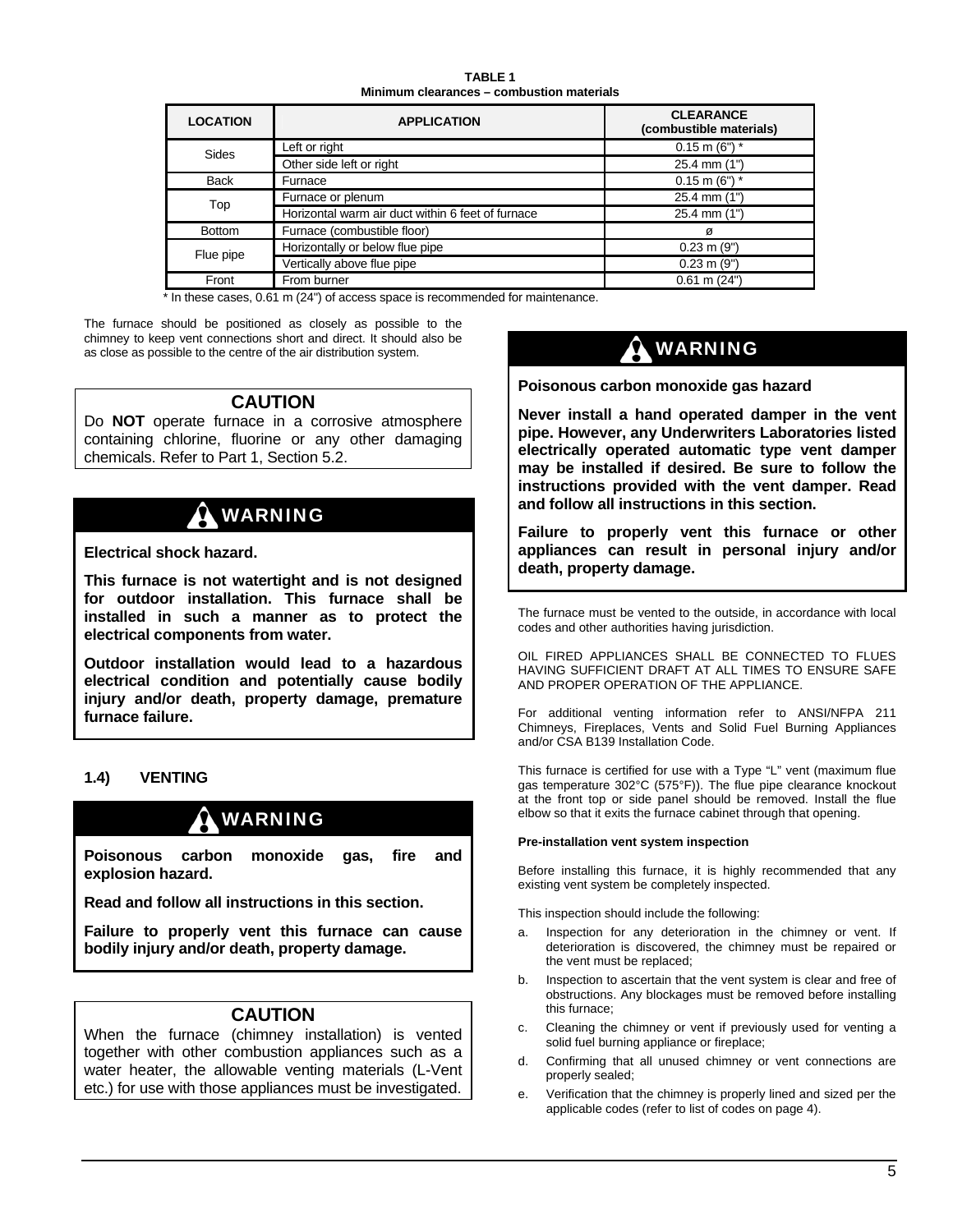**TABLE 1**
**Minimum clearances – combustion materials**

| LOCATION | APPLICATION | CLEARANCE (combustible materials) |
|---|---|---|
| Sides | Left or right | 0.15 m (6") * |
| | Other side left or right | 25.4 mm (1") |
| Back | Furnace | 0.15 m (6") * |
| Top | Furnace or plenum | 25.4 mm (1") |
| | Horizontal warm air duct within 6 feet of furnace | 25.4 mm (1") |
| Bottom | Furnace (combustible floor) | ø |
| Flue pipe | Horizontally or below flue pipe | 0.23 m (9") |
| | Vertically above flue pipe | 0.23 m (9") |
| Front | From burner | 0.61 m (24") |

* In these cases, 0.61 m (24") of access space is recommended for maintenance.

The furnace should be positioned as closely as possible to the chimney to keep vent connections short and direct. It should also be as close as possible to the centre of the air distribution system.

**CAUTION**

Do **NOT** operate furnace in a corrosive atmosphere containing chlorine, fluorine or any other damaging chemicals. Refer to Part 1, Section 5.2.

**WARNING**

**Electrical shock hazard.**

**This furnace is not watertight and is not designed for outdoor installation. This furnace shall be installed in such a manner as to protect the electrical components from water.**

**Outdoor installation would lead to a hazardous electrical condition and potentially cause bodily injury and/or death, property damage, premature furnace failure.**

## 1.4) VENTING

**WARNING**

**Poisonous carbon monoxide gas, fire and explosion hazard.**

**Read and follow all instructions in this section.**

**Failure to properly vent this furnace can cause bodily injury and/or death, property damage.**

**CAUTION**

When the furnace (chimney installation) is vented together with other combustion appliances such as a water heater, the allowable venting materials (L-Vent etc.) for use with those appliances must be investigated.

**WARNING**

**Poisonous carbon monoxide gas hazard**

**Never install a hand operated damper in the vent pipe. However, any Underwriters Laboratories listed electrically operated automatic type vent damper may be installed if desired. Be sure to follow the instructions provided with the vent damper. Read and follow all instructions in this section.**

**Failure to properly vent this furnace or other appliances can result in personal injury and/or death, property damage.**

The furnace must be vented to the outside, in accordance with local codes and other authorities having jurisdiction.

OIL FIRED APPLIANCES SHALL BE CONNECTED TO FLUES HAVING SUFFICIENT DRAFT AT ALL TIMES TO ENSURE SAFE AND PROPER OPERATION OF THE APPLIANCE.

For additional venting information refer to ANSI/NFPA 211 Chimneys, Fireplaces, Vents and Solid Fuel Burning Appliances and/or CSA B139 Installation Code.

This furnace is certified for use with a Type "L" vent (maximum flue gas temperature 302°C (575°F)). The flue pipe clearance knockout at the front top or side panel should be removed. Install the flue elbow so that it exits the furnace cabinet through that opening.

**Pre-installation vent system inspection**

Before installing this furnace, it is highly recommended that any existing vent system be completely inspected.

This inspection should include the following:

a. Inspection for any deterioration in the chimney or vent. If deterioration is discovered, the chimney must be repaired or the vent must be replaced;
b. Inspection to ascertain that the vent system is clear and free of obstructions. Any blockages must be removed before installing this furnace;
c. Cleaning the chimney or vent if previously used for venting a solid fuel burning appliance or fireplace;
d. Confirming that all unused chimney or vent connections are properly sealed;
e. Verification that the chimney is properly lined and sized per the applicable codes (refer to list of codes on page 4).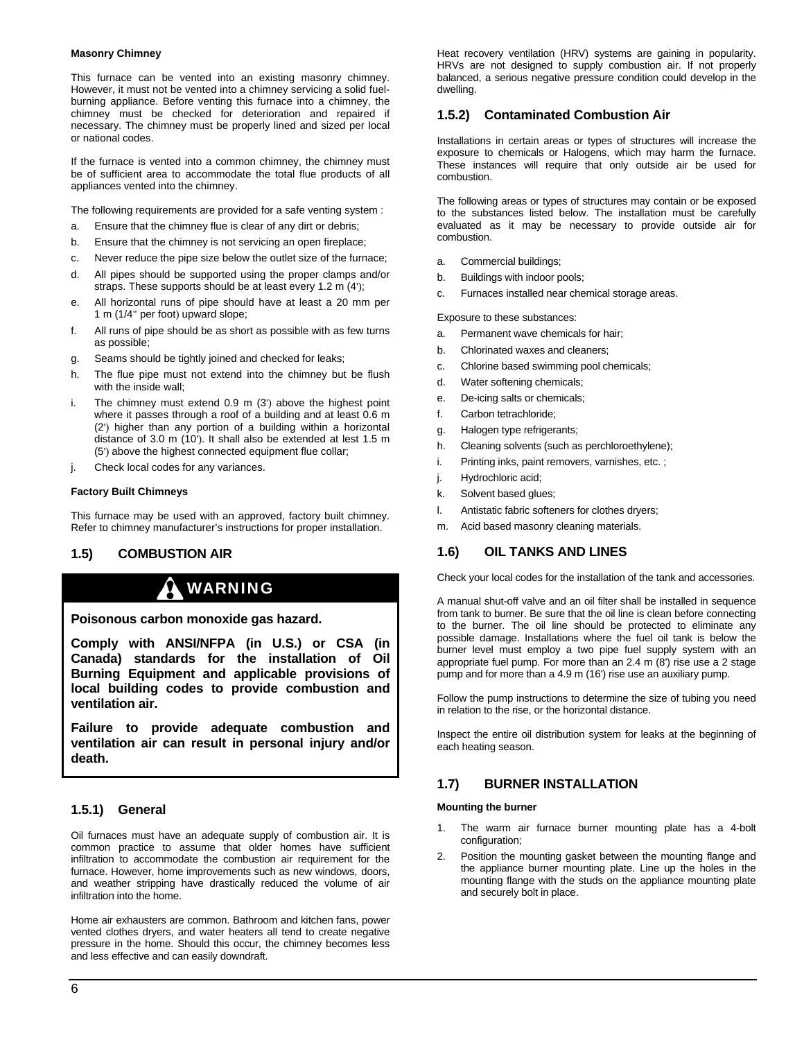#### Masonry Chimney

This furnace can be vented into an existing masonry chimney. However, it must not be vented into a chimney servicing a solid fuel-burning appliance. Before venting this furnace into a chimney, the chimney must be checked for deterioration and repaired if necessary. The chimney must be properly lined and sized per local or national codes.

If the furnace is vented into a common chimney, the chimney must be of sufficient area to accommodate the total flue products of all appliances vented into the chimney.

The following requirements are provided for a safe venting system :

a. Ensure that the chimney flue is clear of any dirt or debris;
b. Ensure that the chimney is not servicing an open fireplace;
c. Never reduce the pipe size below the outlet size of the furnace;
d. All pipes should be supported using the proper clamps and/or straps. These supports should be at least every 1.2 m (4');
e. All horizontal runs of pipe should have at least a 20 mm per 1 m (1/4" per foot) upward slope;
f. All runs of pipe should be as short as possible with as few turns as possible;
g. Seams should be tightly joined and checked for leaks;
h. The flue pipe must not extend into the chimney but be flush with the inside wall;
i. The chimney must extend 0.9 m (3') above the highest point where it passes through a roof of a building and at least 0.6 m (2') higher than any portion of a building within a horizontal distance of 3.0 m (10'). It shall also be extended at lest 1.5 m (5') above the highest connected equipment flue collar;
j. Check local codes for any variances.

#### Factory Built Chimneys

This furnace may be used with an approved, factory built chimney. Refer to chimney manufacturer's instructions for proper installation.

## 1.5) COMBUSTION AIR

> **WARNING**
>
> **Poisonous carbon monoxide gas hazard.**
>
> **Comply with ANSI/NFPA (in U.S.) or CSA (in Canada) standards for the installation of Oil Burning Equipment and applicable provisions of local building codes to provide combustion and ventilation air.**
>
> **Failure to provide adequate combustion and ventilation air can result in personal injury and/or death.**

### 1.5.1) General

Oil furnaces must have an adequate supply of combustion air. It is common practice to assume that older homes have sufficient infiltration to accommodate the combustion air requirement for the furnace. However, home improvements such as new windows, doors, and weather stripping have drastically reduced the volume of air infiltration into the home.

Home air exhausters are common. Bathroom and kitchen fans, power vented clothes dryers, and water heaters all tend to create negative pressure in the home. Should this occur, the chimney becomes less and less effective and can easily downdraft.

Heat recovery ventilation (HRV) systems are gaining in popularity. HRVs are not designed to supply combustion air. If not properly balanced, a serious negative pressure condition could develop in the dwelling.

### 1.5.2) Contaminated Combustion Air

Installations in certain areas or types of structures will increase the exposure to chemicals or Halogens, which may harm the furnace. These instances will require that only outside air be used for combustion.

The following areas or types of structures may contain or be exposed to the substances listed below. The installation must be carefully evaluated as it may be necessary to provide outside air for combustion.

a. Commercial buildings;
b. Buildings with indoor pools;
c. Furnaces installed near chemical storage areas.

Exposure to these substances:

a. Permanent wave chemicals for hair;
b. Chlorinated waxes and cleaners;
c. Chlorine based swimming pool chemicals;
d. Water softening chemicals;
e. De-icing salts or chemicals;
f. Carbon tetrachloride;
g. Halogen type refrigerants;
h. Cleaning solvents (such as perchloroethylene);
i. Printing inks, paint removers, varnishes, etc. ;
j. Hydrochloric acid;
k. Solvent based glues;
l. Antistatic fabric softeners for clothes dryers;
m. Acid based masonry cleaning materials.

## 1.6) OIL TANKS AND LINES

Check your local codes for the installation of the tank and accessories.

A manual shut-off valve and an oil filter shall be installed in sequence from tank to burner. Be sure that the oil line is clean before connecting to the burner. The oil line should be protected to eliminate any possible damage. Installations where the fuel oil tank is below the burner level must employ a two pipe fuel supply system with an appropriate fuel pump. For more than an 2.4 m (8') rise use a 2 stage pump and for more than a 4.9 m (16') rise use an auxiliary pump.

Follow the pump instructions to determine the size of tubing you need in relation to the rise, or the horizontal distance.

Inspect the entire oil distribution system for leaks at the beginning of each heating season.

## 1.7) BURNER INSTALLATION

#### Mounting the burner

1. The warm air furnace burner mounting plate has a 4-bolt configuration;
2. Position the mounting gasket between the mounting flange and the appliance burner mounting plate. Line up the holes in the mounting flange with the studs on the appliance mounting plate and securely bolt in place.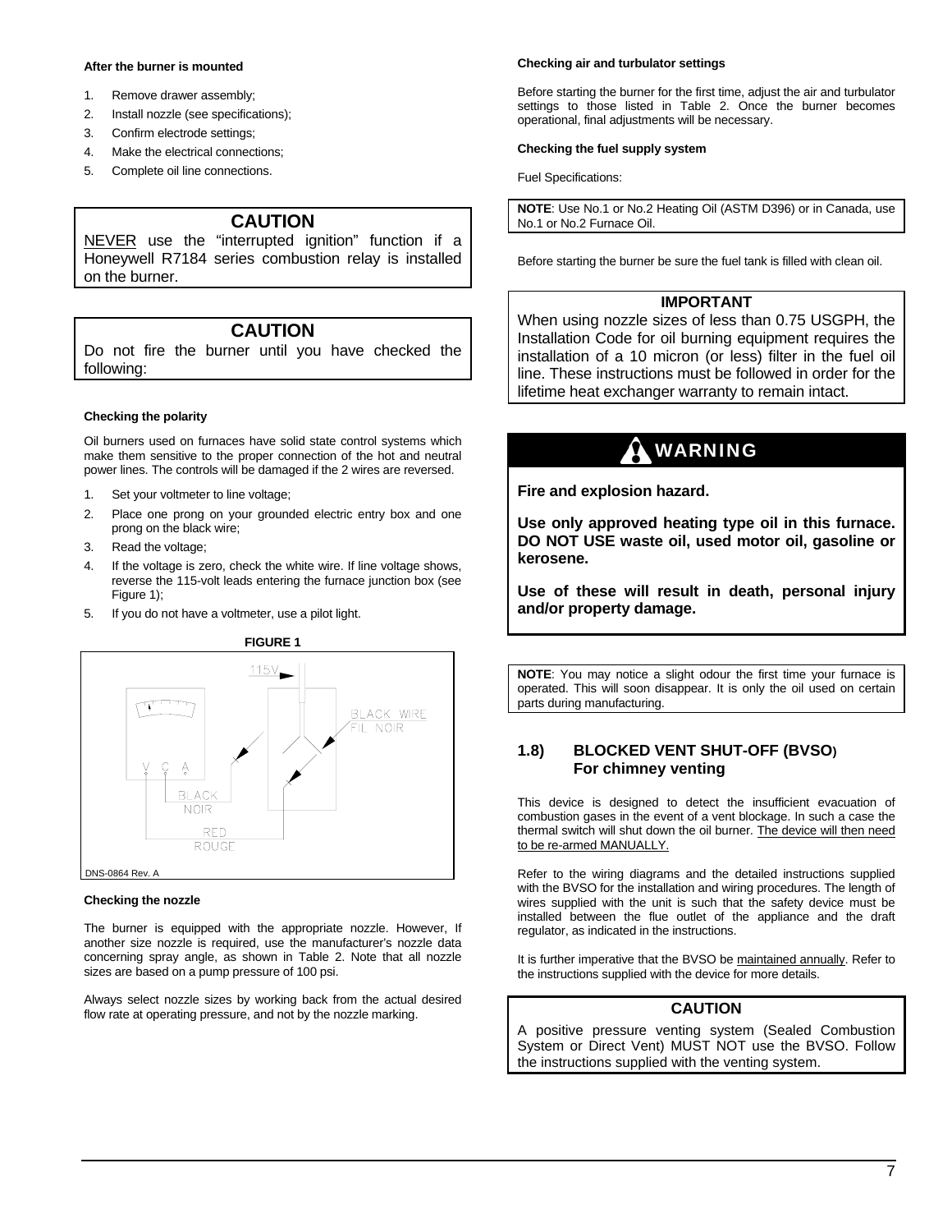#### After the burner is mounted

1. Remove drawer assembly;
2. Install nozzle (see specifications);
3. Confirm electrode settings;
4. Make the electrical connections;
5. Complete oil line connections.

> **CAUTION**
>
> NEVER use the "interrupted ignition" function if a Honeywell R7184 series combustion relay is installed on the burner.

> **CAUTION**
>
> Do not fire the burner until you have checked the following:

#### Checking the polarity

Oil burners used on furnaces have solid state control systems which make them sensitive to the proper connection of the hot and neutral power lines. The controls will be damaged if the 2 wires are reversed.

1. Set your voltmeter to line voltage;
2. Place one prong on your grounded electric entry box and one prong on the black wire;
3. Read the voltage;
4. If the voltage is zero, check the white wire. If line voltage shows, reverse the 115-volt leads entering the furnace junction box (see Figure 1);
5. If you do not have a voltmeter, use a pilot light.

**FIGURE 1**

115V
BLACK WIRE / FIL NOIR
V C A
BLACK / NOIR
RED / ROUGE
DNS-0864 Rev. A

#### Checking the nozzle

The burner is equipped with the appropriate nozzle. However, If another size nozzle is required, use the manufacturer's nozzle data concerning spray angle, as shown in Table 2. Note that all nozzle sizes are based on a pump pressure of 100 psi.

Always select nozzle sizes by working back from the actual desired flow rate at operating pressure, and not by the nozzle marking.

#### Checking air and turbulator settings

Before starting the burner for the first time, adjust the air and turbulator settings to those listed in Table 2. Once the burner becomes operational, final adjustments will be necessary.

#### Checking the fuel supply system

Fuel Specifications:

> **NOTE**: Use No.1 or No.2 Heating Oil (ASTM D396) or in Canada, use No.1 or No.2 Furnace Oil.

Before starting the burner be sure the fuel tank is filled with clean oil.

> **IMPORTANT**
>
> When using nozzle sizes of less than 0.75 USGPH, the Installation Code for oil burning equipment requires the installation of a 10 micron (or less) filter in the fuel oil line. These instructions must be followed in order for the lifetime heat exchanger warranty to remain intact.

> **WARNING**
>
> **Fire and explosion hazard.**
>
> **Use only approved heating type oil in this furnace. DO NOT USE waste oil, used motor oil, gasoline or kerosene.**
>
> **Use of these will result in death, personal injury and/or property damage.**

> **NOTE**: You may notice a slight odour the first time your furnace is operated. This will soon disappear. It is only the oil used on certain parts during manufacturing.

## 1.8) BLOCKED VENT SHUT-OFF (BVSO) For chimney venting

This device is designed to detect the insufficient evacuation of combustion gases in the event of a vent blockage. In such a case the thermal switch will shut down the oil burner. The device will then need to be re-armed MANUALLY.

Refer to the wiring diagrams and the detailed instructions supplied with the BVSO for the installation and wiring procedures. The length of wires supplied with the unit is such that the safety device must be installed between the flue outlet of the appliance and the draft regulator, as indicated in the instructions.

It is further imperative that the BVSO be maintained annually. Refer to the instructions supplied with the device for more details.

> **CAUTION**
>
> A positive pressure venting system (Sealed Combustion System or Direct Vent) MUST NOT use the BVSO. Follow the instructions supplied with the venting system.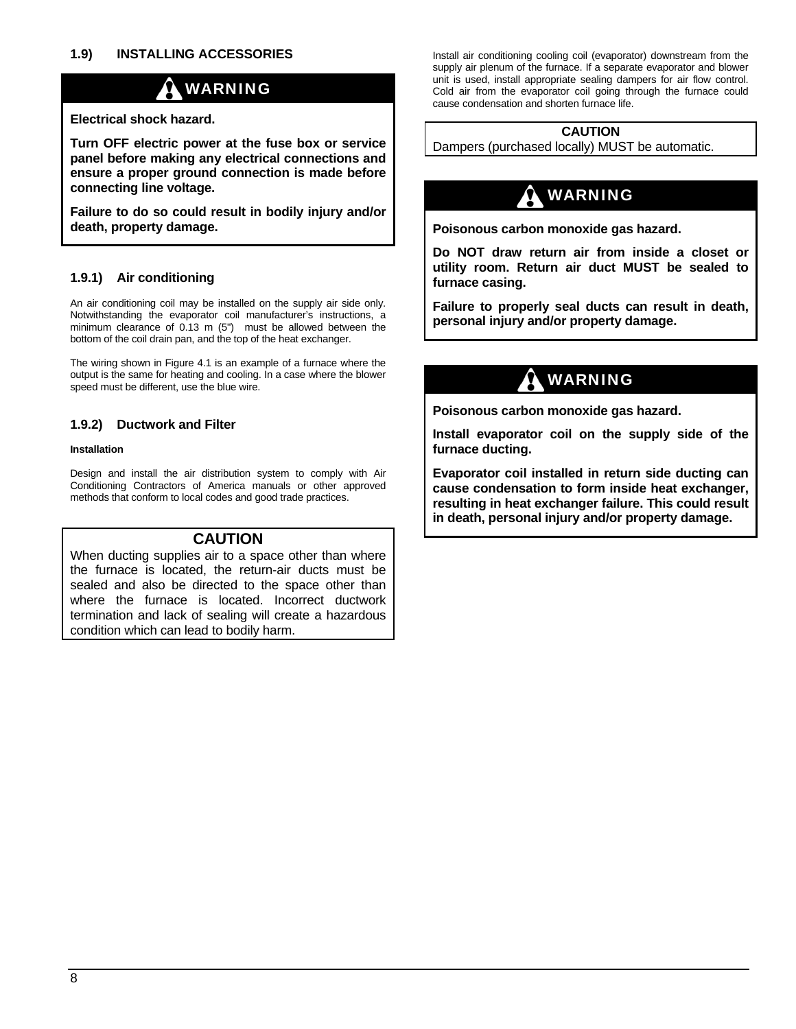## 1.9) INSTALLING ACCESSORIES

**WARNING**

**Electrical shock hazard.**

**Turn OFF electric power at the fuse box or service panel before making any electrical connections and ensure a proper ground connection is made before connecting line voltage.**

**Failure to do so could result in bodily injury and/or death, property damage.**

### 1.9.1) Air conditioning

An air conditioning coil may be installed on the supply air side only. Notwithstanding the evaporator coil manufacturer's instructions, a minimum clearance of 0.13 m (5") must be allowed between the bottom of the coil drain pan, and the top of the heat exchanger.

The wiring shown in Figure 4.1 is an example of a furnace where the output is the same for heating and cooling. In a case where the blower speed must be different, use the blue wire.

### 1.9.2) Ductwork and Filter

**Installation**

Design and install the air distribution system to comply with Air Conditioning Contractors of America manuals or other approved methods that conform to local codes and good trade practices.

**CAUTION**

When ducting supplies air to a space other than where the furnace is located, the return-air ducts must be sealed and also be directed to the space other than where the furnace is located. Incorrect ductwork termination and lack of sealing will create a hazardous condition which can lead to bodily harm.

Install air conditioning cooling coil (evaporator) downstream from the supply air plenum of the furnace. If a separate evaporator and blower unit is used, install appropriate sealing dampers for air flow control. Cold air from the evaporator coil going through the furnace could cause condensation and shorten furnace life.

**CAUTION**

Dampers (purchased locally) MUST be automatic.

**WARNING**

**Poisonous carbon monoxide gas hazard.**

**Do NOT draw return air from inside a closet or utility room. Return air duct MUST be sealed to furnace casing.**

**Failure to properly seal ducts can result in death, personal injury and/or property damage.**

**WARNING**

**Poisonous carbon monoxide gas hazard.**

**Install evaporator coil on the supply side of the furnace ducting.**

**Evaporator coil installed in return side ducting can cause condensation to form inside heat exchanger, resulting in heat exchanger failure. This could result in death, personal injury and/or property damage.**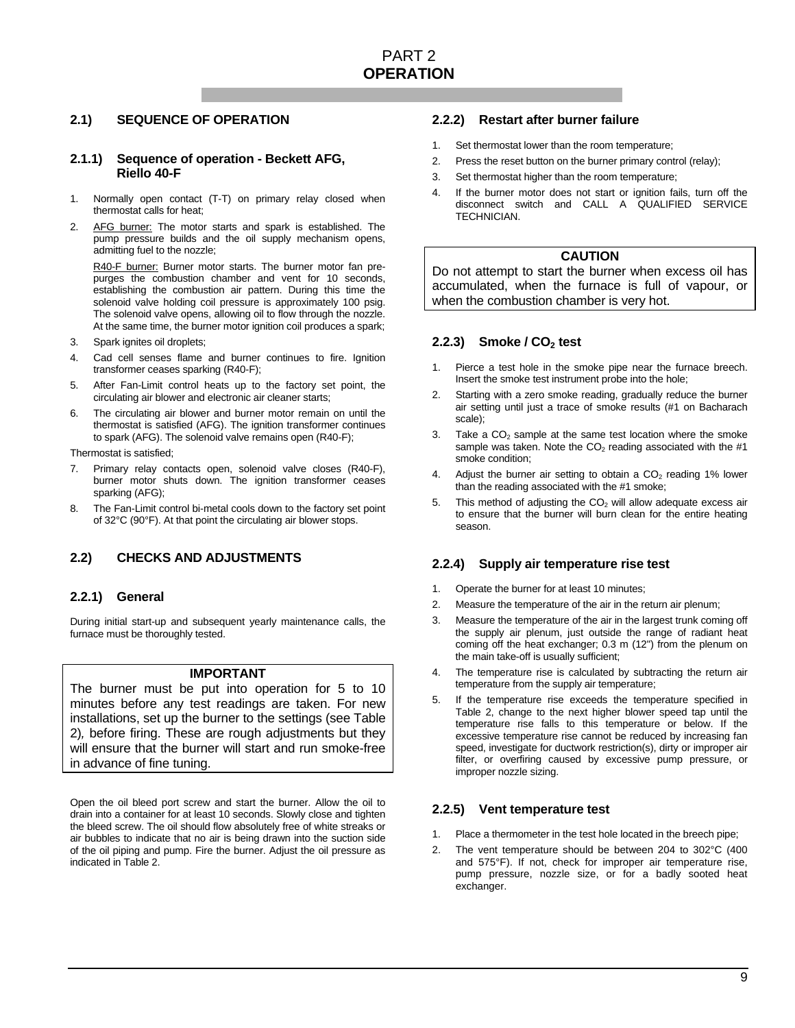# PART 2
# OPERATION

## 2.1) SEQUENCE OF OPERATION

### 2.1.1) Sequence of operation - Beckett AFG, Riello 40-F

1. Normally open contact (T-T) on primary relay closed when thermostat calls for heat;
2. AFG burner: The motor starts and spark is established. The pump pressure builds and the oil supply mechanism opens, admitting fuel to the nozzle;

   R40-F burner: Burner motor starts. The burner motor fan pre-purges the combustion chamber and vent for 10 seconds, establishing the combustion air pattern. During this time the solenoid valve holding coil pressure is approximately 100 psig. The solenoid valve opens, allowing oil to flow through the nozzle. At the same time, the burner motor ignition coil produces a spark;
3. Spark ignites oil droplets;
4. Cad cell senses flame and burner continues to fire. Ignition transformer ceases sparking (R40-F);
5. After Fan-Limit control heats up to the factory set point, the circulating air blower and electronic air cleaner starts;
6. The circulating air blower and burner motor remain on until the thermostat is satisfied (AFG). The ignition transformer continues to spark (AFG). The solenoid valve remains open (R40-F);

Thermostat is satisfied;

7. Primary relay contacts open, solenoid valve closes (R40-F), burner motor shuts down. The ignition transformer ceases sparking (AFG);
8. The Fan-Limit control bi-metal cools down to the factory set point of 32°C (90°F). At that point the circulating air blower stops.

## 2.2) CHECKS AND ADJUSTMENTS

### 2.2.1) General

During initial start-up and subsequent yearly maintenance calls, the furnace must be thoroughly tested.

**IMPORTANT**

The burner must be put into operation for 5 to 10 minutes before any test readings are taken. For new installations, set up the burner to the settings (see Table 2), before firing. These are rough adjustments but they will ensure that the burner will start and run smoke-free in advance of fine tuning.

Open the oil bleed port screw and start the burner. Allow the oil to drain into a container for at least 10 seconds. Slowly close and tighten the bleed screw. The oil should flow absolutely free of white streaks or air bubbles to indicate that no air is being drawn into the suction side of the oil piping and pump. Fire the burner. Adjust the oil pressure as indicated in Table 2.

### 2.2.2) Restart after burner failure

1. Set thermostat lower than the room temperature;
2. Press the reset button on the burner primary control (relay);
3. Set thermostat higher than the room temperature;
4. If the burner motor does not start or ignition fails, turn off the disconnect switch and CALL A QUALIFIED SERVICE TECHNICIAN.

**CAUTION**

Do not attempt to start the burner when excess oil has accumulated, when the furnace is full of vapour, or when the combustion chamber is very hot.

### 2.2.3) Smoke / $CO_2$ test

1. Pierce a test hole in the smoke pipe near the furnace breech. Insert the smoke test instrument probe into the hole;
2. Starting with a zero smoke reading, gradually reduce the burner air setting until just a trace of smoke results (#1 on Bacharach scale);
3. Take a $CO_2$ sample at the same test location where the smoke sample was taken. Note the $CO_2$ reading associated with the #1 smoke condition;
4. Adjust the burner air setting to obtain a $CO_2$ reading 1% lower than the reading associated with the #1 smoke;
5. This method of adjusting the $CO_2$ will allow adequate excess air to ensure that the burner will burn clean for the entire heating season.

### 2.2.4) Supply air temperature rise test

1. Operate the burner for at least 10 minutes;
2. Measure the temperature of the air in the return air plenum;
3. Measure the temperature of the air in the largest trunk coming off the supply air plenum, just outside the range of radiant heat coming off the heat exchanger; 0.3 m (12") from the plenum on the main take-off is usually sufficient;
4. The temperature rise is calculated by subtracting the return air temperature from the supply air temperature;
5. If the temperature rise exceeds the temperature specified in Table 2, change to the next higher blower speed tap until the temperature rise falls to this temperature or below. If the excessive temperature rise cannot be reduced by increasing fan speed, investigate for ductwork restriction(s), dirty or improper air filter, or overfiring caused by excessive pump pressure, or improper nozzle sizing.

### 2.2.5) Vent temperature test

1. Place a thermometer in the test hole located in the breech pipe;
2. The vent temperature should be between 204 to 302°C (400 and 575°F). If not, check for improper air temperature rise, pump pressure, nozzle size, or for a badly sooted heat exchanger.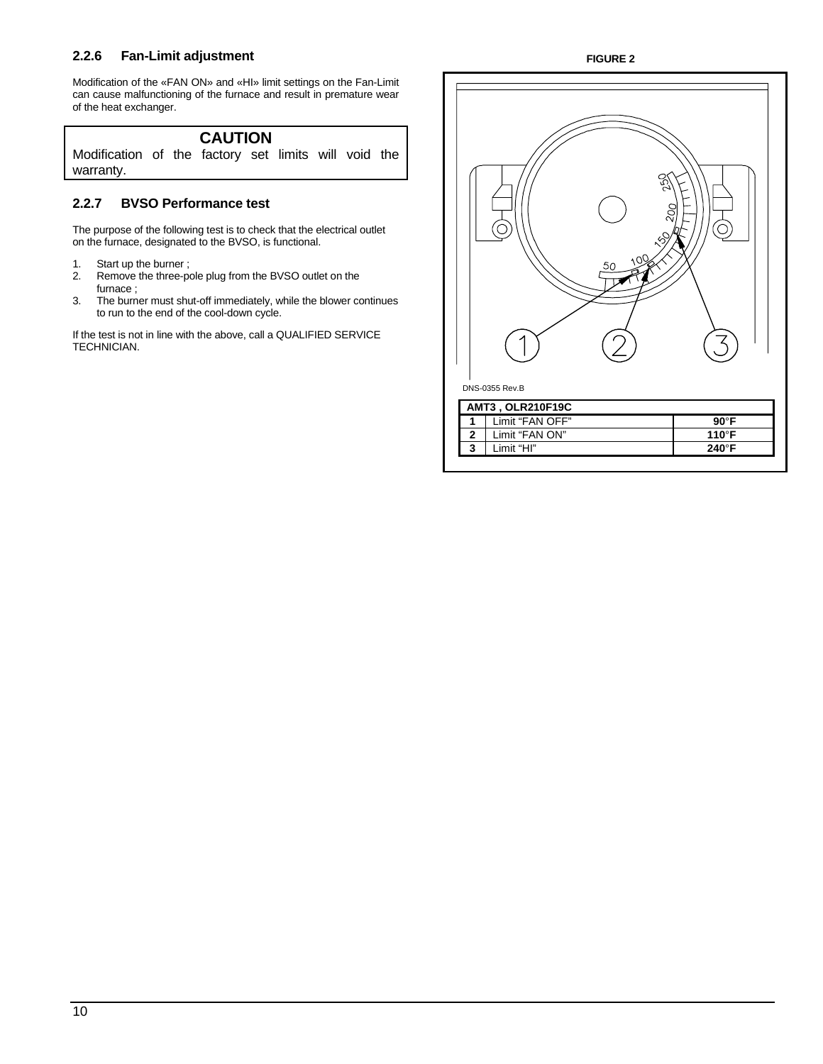### 2.2.6 Fan-Limit adjustment

Modification of the «FAN ON» and «HI» limit settings on the Fan-Limit can cause malfunctioning of the furnace and result in premature wear of the heat exchanger.

> **CAUTION**
>
> Modification of the factory set limits will void the warranty.

### 2.2.7 BVSO Performance test

The purpose of the following test is to check that the electrical outlet on the furnace, designated to the BVSO, is functional.

1. Start up the burner ;
2. Remove the three-pole plug from the BVSO outlet on the furnace ;
3. The burner must shut-off immediately, while the blower continues to run to the end of the cool-down cycle.

If the test is not in line with the above, call a QUALIFIED SERVICE TECHNICIAN.

**FIGURE 2**

DNS-0355 Rev.B

| AMT3 , OLR210F19C | | |
|---|---|---|
| **1** | Limit "FAN OFF" | **90°F** |
| **2** | Limit "FAN ON" | **110°F** |
| **3** | Limit "HI" | **240°F** |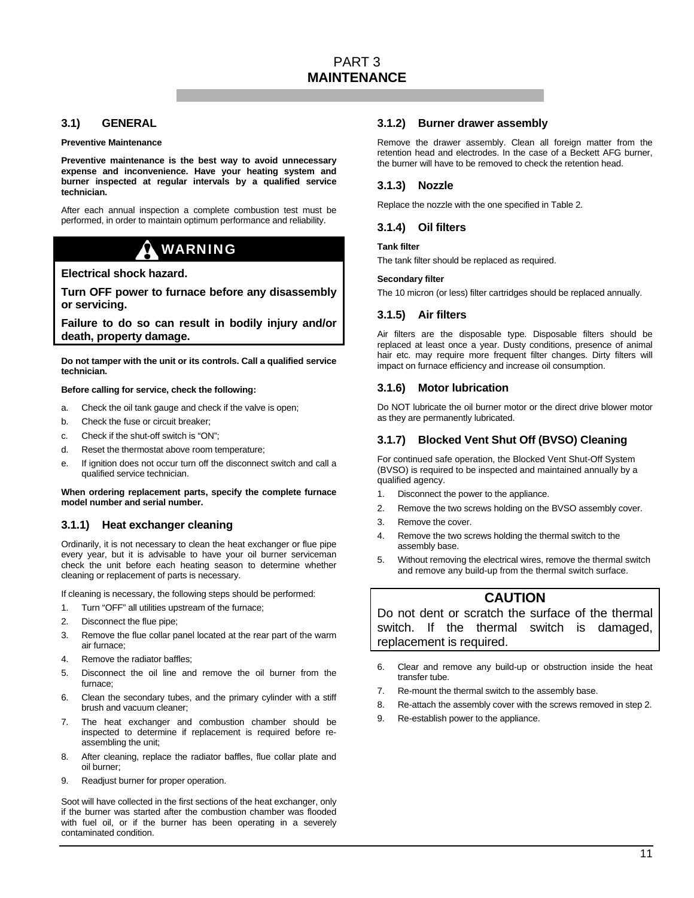# PART 3
# MAINTENANCE

## 3.1) GENERAL

**Preventive Maintenance**

**Preventive maintenance is the best way to avoid unnecessary expense and inconvenience. Have your heating system and burner inspected at regular intervals by a qualified service technician.**

After each annual inspection a complete combustion test must be performed, in order to maintain optimum performance and reliability.

> **⚠ WARNING**
>
> **Electrical shock hazard.**
>
> **Turn OFF power to furnace before any disassembly or servicing.**
>
> **Failure to do so can result in bodily injury and/or death, property damage.**

**Do not tamper with the unit or its controls. Call a qualified service technician.**

**Before calling for service, check the following:**

a. Check the oil tank gauge and check if the valve is open;
b. Check the fuse or circuit breaker;
c. Check if the shut-off switch is "ON";
d. Reset the thermostat above room temperature;
e. If ignition does not occur turn off the disconnect switch and call a qualified service technician.

**When ordering replacement parts, specify the complete furnace model number and serial number.**

### 3.1.1) Heat exchanger cleaning

Ordinarily, it is not necessary to clean the heat exchanger or flue pipe every year, but it is advisable to have your oil burner serviceman check the unit before each heating season to determine whether cleaning or replacement of parts is necessary.

If cleaning is necessary, the following steps should be performed:

1. Turn "OFF" all utilities upstream of the furnace;
2. Disconnect the flue pipe;
3. Remove the flue collar panel located at the rear part of the warm air furnace;
4. Remove the radiator baffles;
5. Disconnect the oil line and remove the oil burner from the furnace;
6. Clean the secondary tubes, and the primary cylinder with a stiff brush and vacuum cleaner;
7. The heat exchanger and combustion chamber should be inspected to determine if replacement is required before re-assembling the unit;
8. After cleaning, replace the radiator baffles, flue collar plate and oil burner;
9. Readjust burner for proper operation.

Soot will have collected in the first sections of the heat exchanger, only if the burner was started after the combustion chamber was flooded with fuel oil, or if the burner has been operating in a severely contaminated condition.

### 3.1.2) Burner drawer assembly

Remove the drawer assembly. Clean all foreign matter from the retention head and electrodes. In the case of a Beckett AFG burner, the burner will have to be removed to check the retention head.

### 3.1.3) Nozzle

Replace the nozzle with the one specified in Table 2.

### 3.1.4) Oil filters

**Tank filter**

The tank filter should be replaced as required.

**Secondary filter**

The 10 micron (or less) filter cartridges should be replaced annually.

### 3.1.5) Air filters

Air filters are the disposable type. Disposable filters should be replaced at least once a year. Dusty conditions, presence of animal hair etc. may require more frequent filter changes. Dirty filters will impact on furnace efficiency and increase oil consumption.

### 3.1.6) Motor lubrication

Do NOT lubricate the oil burner motor or the direct drive blower motor as they are permanently lubricated.

### 3.1.7) Blocked Vent Shut Off (BVSO) Cleaning

For continued safe operation, the Blocked Vent Shut-Off System (BVSO) is required to be inspected and maintained annually by a qualified agency.

1. Disconnect the power to the appliance.
2. Remove the two screws holding on the BVSO assembly cover.
3. Remove the cover.
4. Remove the two screws holding the thermal switch to the assembly base.
5. Without removing the electrical wires, remove the thermal switch and remove any build-up from the thermal switch surface.

> **CAUTION**
>
> Do not dent or scratch the surface of the thermal switch. If the thermal switch is damaged, replacement is required.

6. Clear and remove any build-up or obstruction inside the heat transfer tube.
7. Re-mount the thermal switch to the assembly base.
8. Re-attach the assembly cover with the screws removed in step 2.
9. Re-establish power to the appliance.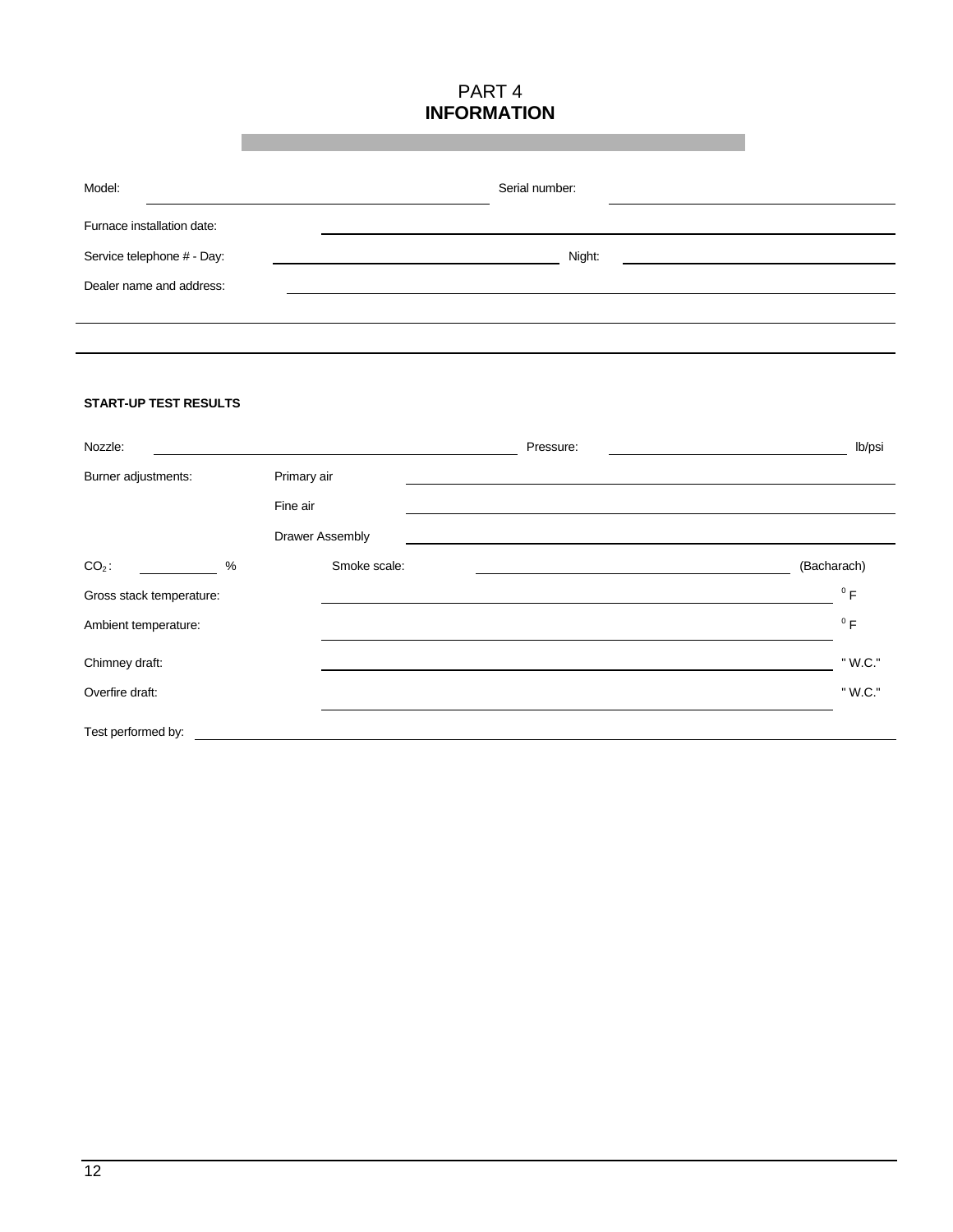# PART 4
# INFORMATION

Model: ______________________________ Serial number: ______________________________

Furnace installation date: ______________________________

Service telephone # - Day: ______________________________ Night: ______________________________

Dealer name and address: ______________________________

______________________________

______________________________

**START-UP TEST RESULTS**

Nozzle: ______________________________ Pressure: ______________________________ lb/psi

Burner adjustments: Primary air ______________________________

Fine air ______________________________

Drawer Assembly ______________________________

$CO_2$: __________ % Smoke scale: ______________________________ (Bacharach)

Gross stack temperature: ______________________________ °F

Ambient temperature: ______________________________ °F

Chimney draft: ______________________________ " W.C."

Overfire draft: ______________________________ " W.C."

Test performed by: ______________________________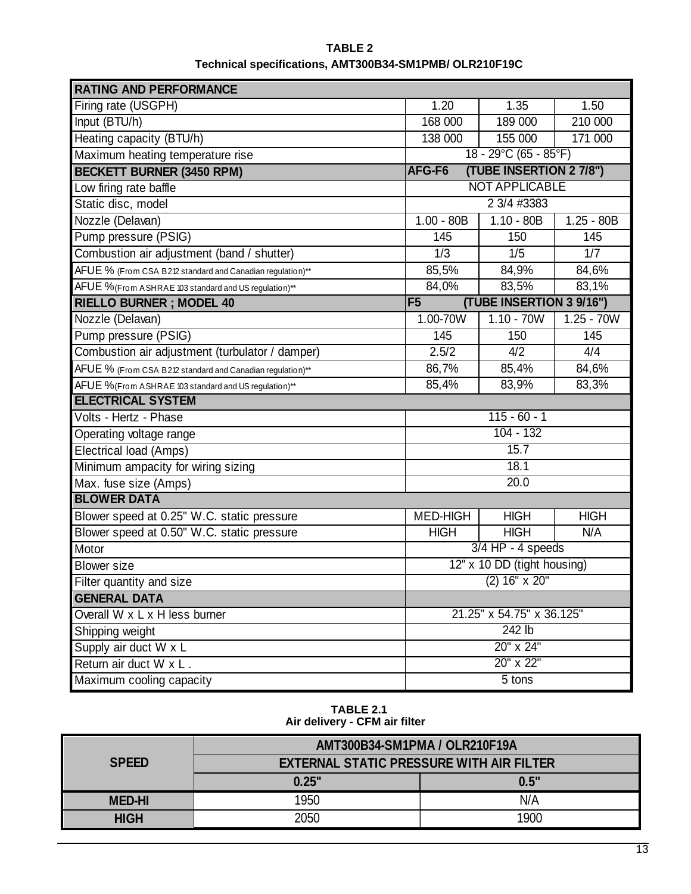**TABLE 2**

**Technical specifications, AMT300B34-SM1PMB/ OLR210F19C**

| **RATING AND PERFORMANCE** | | | |
|---|---|---|---|
| Firing rate (USGPH) | 1.20 | 1.35 | 1.50 |
| Input (BTU/h) | 168 000 | 189 000 | 210 000 |
| Heating capacity (BTU/h) | 138 000 | 155 000 | 171 000 |
| Maximum heating temperature rise | 18 - 29°C (65 - 85°F) | | |
| **BECKETT BURNER (3450 RPM)** | **AFG-F6 (TUBE INSERTION 2 7/8")** | | |
| Low firing rate baffle | NOT APPLICABLE | | |
| Static disc, model | 2 3/4 #3383 | | |
| Nozzle (Delavan) | 1.00 - 80B | 1.10 - 80B | 1.25 - 80B |
| Pump pressure (PSIG) | 145 | 150 | 145 |
| Combustion air adjustment (band / shutter) | 1/3 | 1/5 | 1/7 |
| AFUE % (From CSA B212 standard and Canadian regulation)** | 85,5% | 84,9% | 84,6% |
| AFUE %(From ASHRAE 103 standard and US regulation)** | 84,0% | 83,5% | 83,1% |
| **RIELLO BURNER ; MODEL 40** | **F5 (TUBE INSERTION 3 9/16")** | | |
| Nozzle (Delavan) | 1.00-70W | 1.10 - 70W | 1.25 - 70W |
| Pump pressure (PSIG) | 145 | 150 | 145 |
| Combustion air adjustment (turbulator / damper) | 2.5/2 | 4/2 | 4/4 |
| AFUE % (From CSA B212 standard and Canadian regulation)** | 86,7% | 85,4% | 84,6% |
| AFUE %(From ASHRAE 103 standard and US regulation)** | 85,4% | 83,9% | 83,3% |
| **ELECTRICAL SYSTEM** | | | |
| Volts - Hertz - Phase | 115 - 60 - 1 | | |
| Operating voltage range | 104 - 132 | | |
| Electrical load (Amps) | 15.7 | | |
| Minimum ampacity for wiring sizing | 18.1 | | |
| Max. fuse size (Amps) | 20.0 | | |
| **BLOWER DATA** | | | |
| Blower speed at 0.25" W.C. static pressure | MED-HIGH | HIGH | HIGH |
| Blower speed at 0.50" W.C. static pressure | HIGH | HIGH | N/A |
| Motor | 3/4 HP - 4 speeds | | |
| Blower size | 12" x 10 DD (tight housing) | | |
| Filter quantity and size | (2) 16" x 20" | | |
| **GENERAL DATA** | | | |
| Overall W x L x H less burner | 21.25" x 54.75" x 36.125" | | |
| Shipping weight | 242 lb | | |
| Supply air duct W x L | 20" x 24" | | |
| Return air duct W x L . | 20" x 22" | | |
| Maximum cooling capacity | 5 tons | | |

**TABLE 2.1**
**Air delivery - CFM air filter**

| SPEED | AMT300B34-SM1PMA / OLR210F19A | |
|---|---|---|
| | EXTERNAL STATIC PRESSURE WITH AIR FILTER | |
| | 0.25" | 0.5" |
| **MED-HI** | 1950 | N/A |
| **HIGH** | 2050 | 1900 |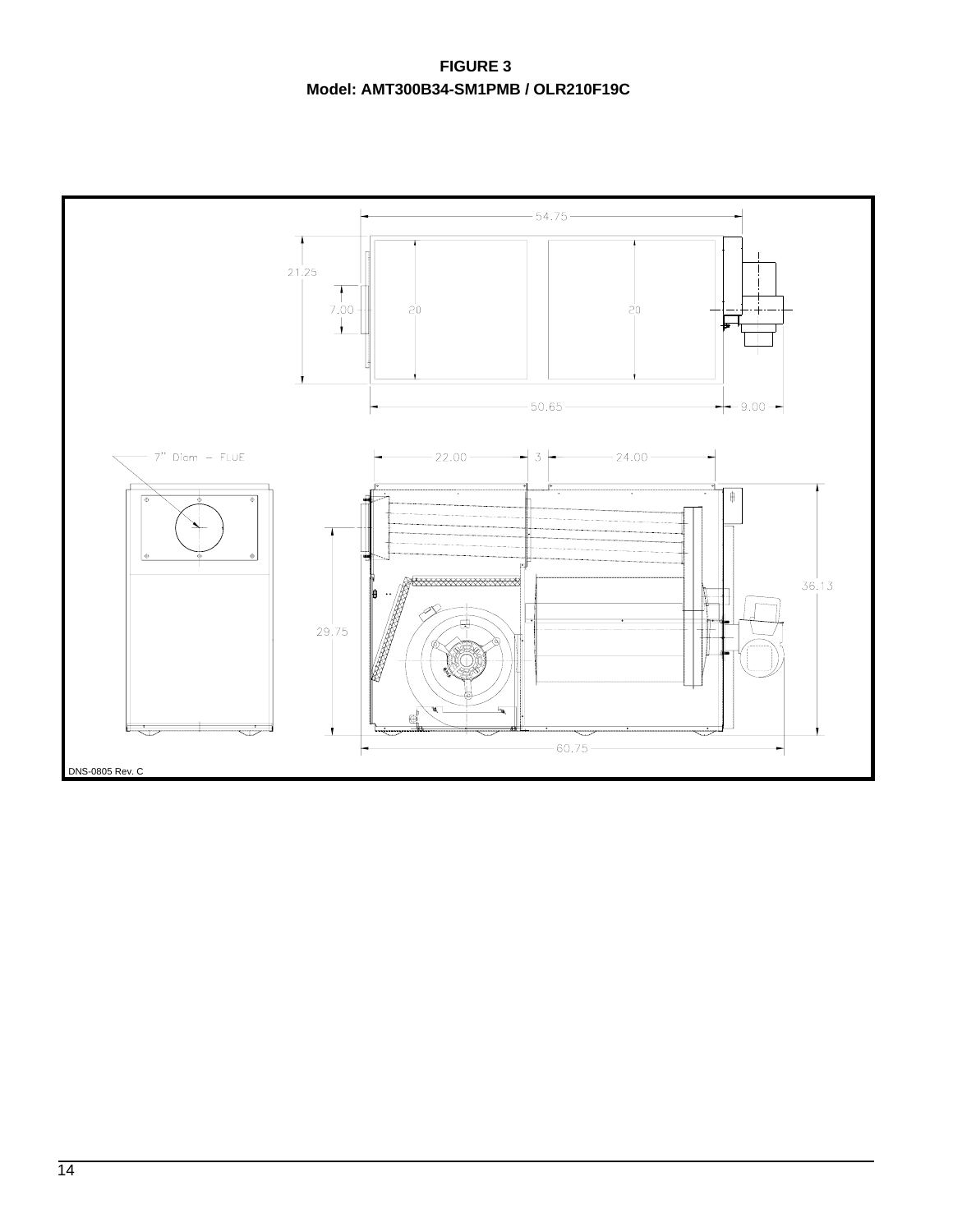**FIGURE 3**

**Model: AMT300B34-SM1PMB / OLR210F19C**

54.75

21.25

7.00

20

20

50.65

9.00

7" Diam – FLUE

22.00

3

24.00

36.13

29.75

60.75

DNS-0805 Rev. C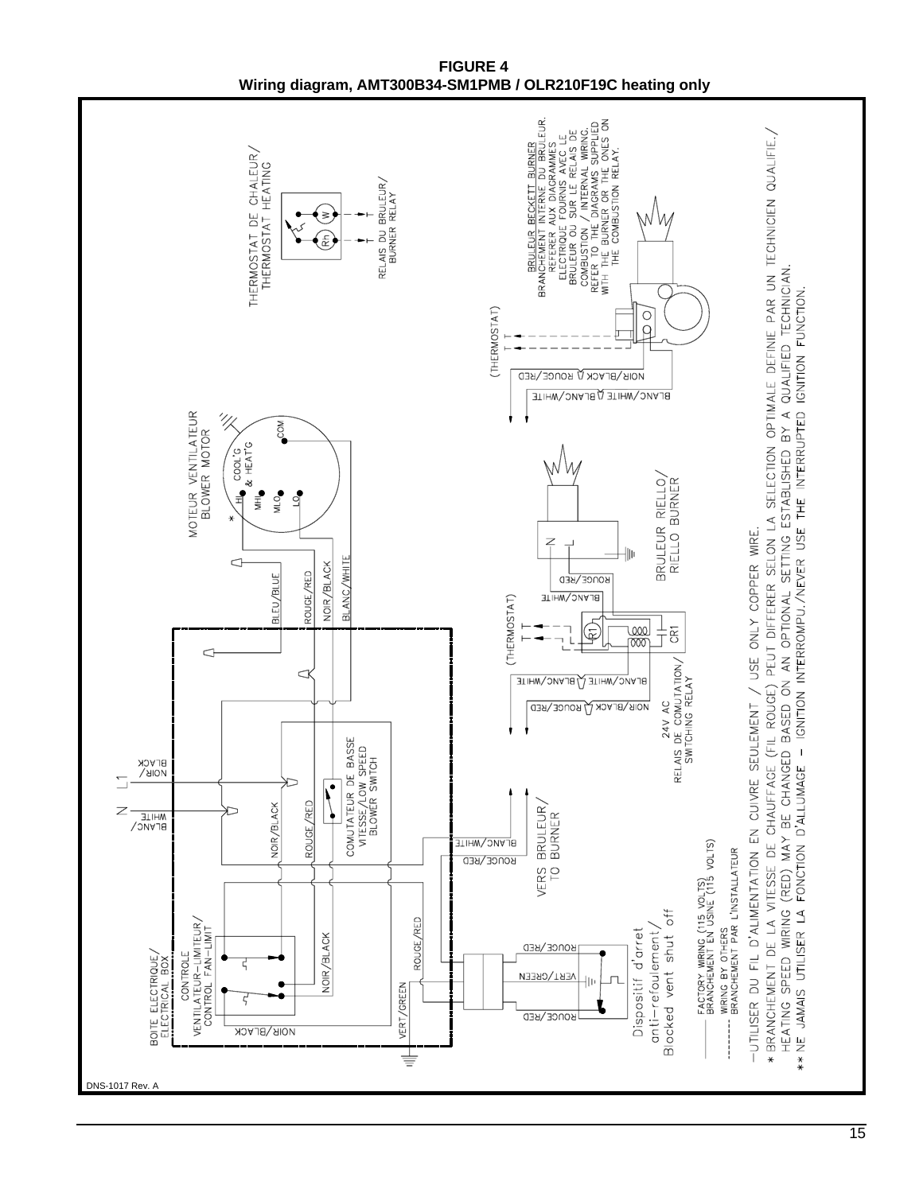**FIGURE 4**
**Wiring diagram, AMT300B34-SM1PMB / OLR210F19C heating only**

THERMOSTAT DE CHALEUR/
THERMOSTAT HEATING

RELAIS DU BRULEUR/
BURNER RELAY

BRULEUR BECKETT BURNER
BRANCHEMENT INTERNE DU BRULEUR.
REFERER AUX DIAGRAMMES
ELECTRIQUE FOURNIS AVEC LE
BRULEUR OU SUR LE RELAIS DE
COMBUSTION / INTERNAL WIRING.
REFER TO THE DIAGRAMS SUPPLIED
WITH THE BURNER OR THE ONES ON
THE COMBUSTION RELAY.

MOTEUR VENTILATEUR
BLOWER MOTOR

BRULEUR RIELLO/
RIELLO BURNER

24V AC
RELAIS DE COMUTATION/
SWITCHING RELAY

COMUTATEUR DE BASSE
VITESSE/LOW SPEED
BLOWER SWITCH

VERS BRULEUR/
TO BURNER

BOITE ELECTRIQUE/
ELECTRICAL BOX

CONTROLE
VENTILATEUR-LIMITEUR/
CONTROL FAN-LIMIT

Dispositif d'arret
anti-refoulement/
Blocked vent shut off

——— FACTORY WIRING (115 VOLTS)
BRANCHEMENT EN USINE (115 VOLTS)

------- WIRING BY OTHERS
BRANCHEMENT PAR L'INSTALLATEUR

—UTILISER DU FIL D'ALIMENTATION EN CUIVRE SEULEMENT / USE ONLY COPPER WIRE.

* BRANCHEMENT DE LA VITESSE DE CHAUFFAGE (FIL ROUGE) PEUT DIFFERER SELON LA SELECTION OPTIMALE DEFINIE PAR UN TECHNICIEN QUALIFIE./
HEATING SPEED WIRING (RED) MAY BE CHANGED BASED ON AN OPTIONAL SETTING ESTABLISHED BY A QUALIFIED TECHNICIAN.

** NE JAMAIS UTILISER LA FONCTION D'ALLUMAGE INTERROMPU./NEVER USE THE INTERRUPTED IGNITION FUNCTION.

DNS-1017 Rev. A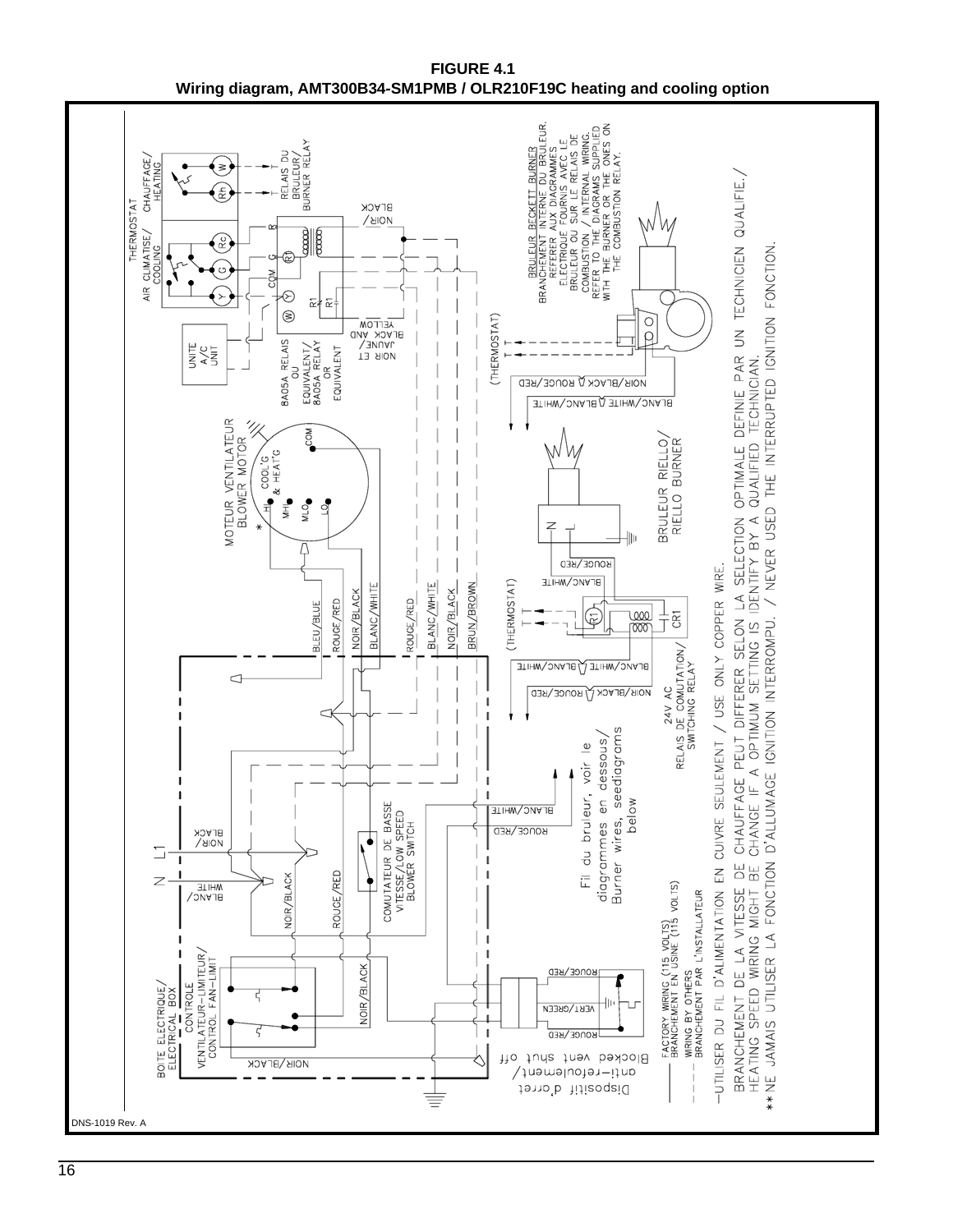**FIGURE 4.1**
**Wiring diagram, AMT300B34-SM1PMB / OLR210F19C heating and cooling option**

THERMOSTAT
AIR CLIMATISÉ/ COOLING
CHAUFFAGE/ HEATING

RELAIS DU BRULEUR/ BURNER RELAY

UNITE A/C UNIT

8A05A RELAIS OU EQUIVALENT/ 8A05A RELAY OR EQUIVALENT

NOIR/ BLACK

JAUNE/ BLACK AND YELLOW

NOIR ET

(THERMOSTAT)

BRULEUR BECKETT BURNER
BRANCHEMENT INTERNE DU BRULEUR. RÉFÉRER AUX DIAGRAMMES ÉLECTRIQUE FOURNIS AVEC LE BRULEUR OU SUR LE RELAIS DE COMBUSTION / INTERNAL WIRING. REFER TO THE DIAGRAMS SUPPLIED WITH THE BURNER OR THE ONES ON THE COMBUSTION RELAY.

MOTEUR VENTILATEUR BLOWER MOTOR

COOL'G & HEAT'G

BRULEUR RIELLO/ RIELLO BURNER

24V AC RELAIS DE COMUTATION/ SWITCHING RELAY

BOITE ELECTRIQUE/ ELECTRICAL BOX

CONTROLE VENTILATEUR-LIMITEUR/ CONTROL FAN-LIMIT

COMUTATEUR DE BASSE VITESSE/LOW SPEED BLOWER SWITCH

Fil du bruleur, voir le diagrammes en dessous/ Burner wires, seediagrams below

Dispositif d'arret anti-refoulement/ Blocked vent shut off

FACTORY WIRING (115 VOLTS) BRANCHEMENT EN USINE (115 VOLTS)

WIRING BY OTHERS BRANCHEMENT PAR L'INSTALLATEUR

—UTILISER DU FIL D'ALIMENTATION EN CUIVRE SEULEMENT / USE ONLY COPPER WIRE.

BRANCHEMENT DE LA VITESSE DE CHAUFFAGE PEUT DIFFERER SELON LA SELECTION OPTIMALE DEFINIE PAR UN TECHNICIEN QUALIFIE./ HEATING SPEED WIRING MIGHT BE CHANGE IF A OPTIMUM SETTING IS IDENTIFY BY A QUALIFIED TECHNICIAN.

** NE JAMAIS UTILISER LA FONCTION D'ALLUMAGE IGNITION INTERROMPU. / NEVER USED THE INTERRUPTED IGNITION FONCTION.

DNS-1019 Rev. A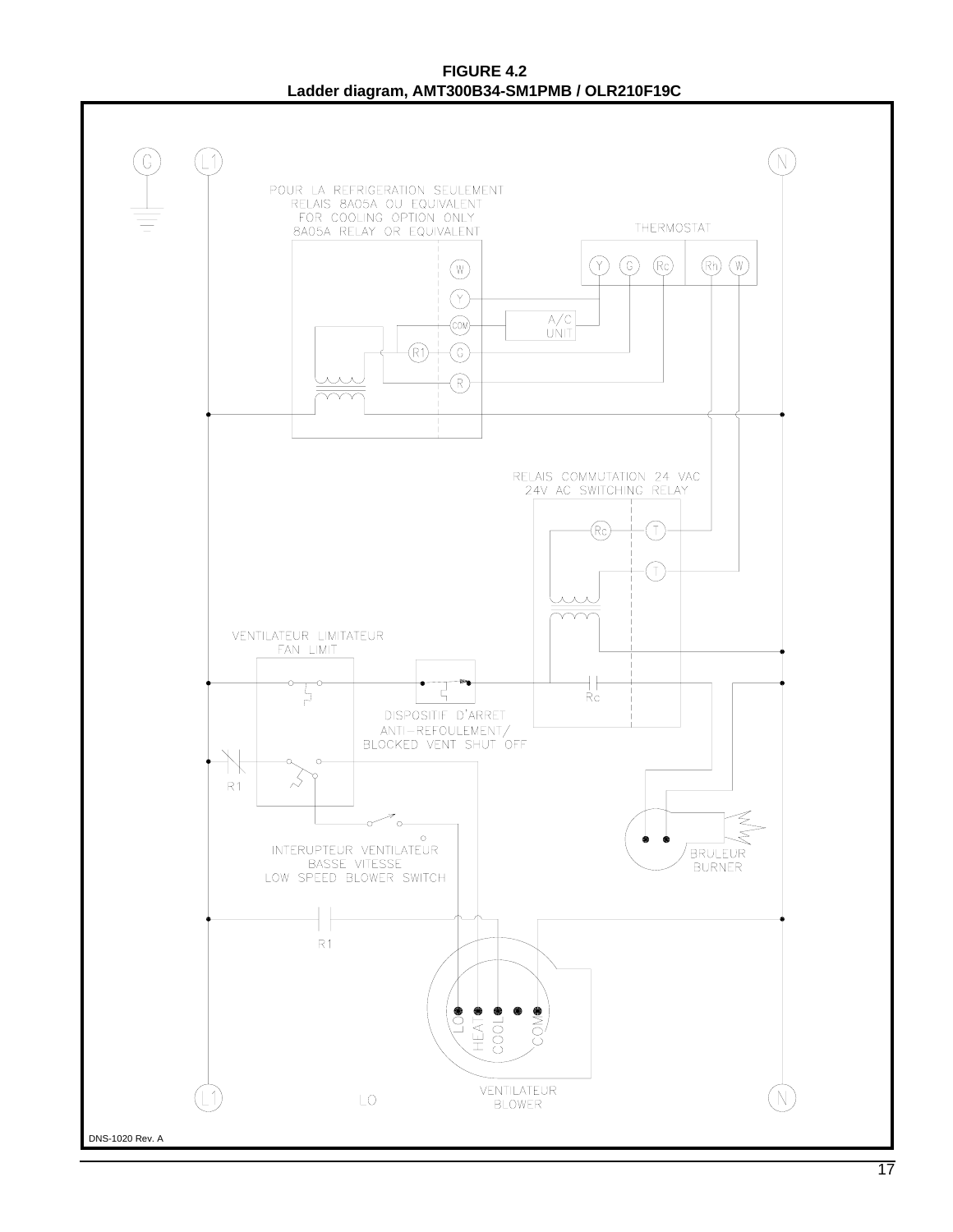**FIGURE 4.2**
**Ladder diagram, AMT300B34-SM1PMB / OLR210F19C**

C L1 N

POUR LA REFRIGERATION SEULEMENT
RELAIS 8A05A OU EQUIVALENT
FOR COOLING OPTION ONLY
8A05A RELAY OR EQUIVALENT

THERMOSTAT

Y G Rc Rh W

W Y COM C R R1

A/C UNIT

RELAIS COMMUTATION 24 VAC
24V AC SWITCHING RELAY

Rc T T

VENTILATEUR LIMITATEUR
FAN LIMIT

Rc

DISPOSITIF D'ARRET
ANTI–REFOULEMENT/
BLOCKED VENT SHUT OFF

R1

INTERUPTEUR VENTILATEUR
BASSE VITESSE
LOW SPEED BLOWER SWITCH

BRULEUR
BURNER

R1

LO HEAT COOL COM

L1 LO VENTILATEUR BLOWER N

DNS-1020 Rev. A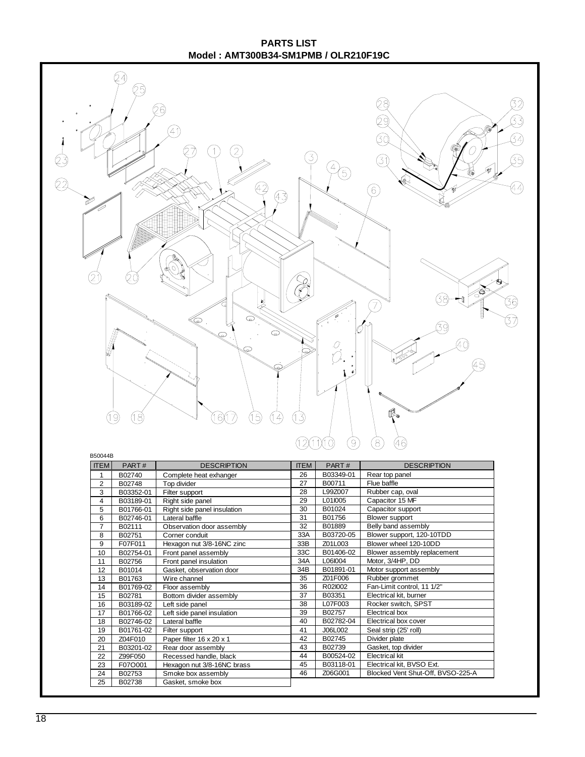**PARTS LIST**
**Model : AMT300B34-SM1PMB / OLR210F19C**

B50044B

| ITEM | PART # | DESCRIPTION | ITEM | PART # | DESCRIPTION |
|---|---|---|---|---|---|
| 1 | B02740 | Complete heat exhanger | 26 | B03349-01 | Rear top panel |
| 2 | B02748 | Top divider | 27 | B00711 | Flue baffle |
| 3 | B03352-01 | Filter support | 28 | L99Z007 | Rubber cap, oval |
| 4 | B03189-01 | Right side panel | 29 | L01I005 | Capacitor 15 MF |
| 5 | B01766-01 | Right side panel insulation | 30 | B01024 | Capacitor support |
| 6 | B02746-01 | Lateral baffle | 31 | B01756 | Blower support |
| 7 | B02111 | Observation door assembly | 32 | B01889 | Belly band assembly |
| 8 | B02751 | Corner conduit | 33A | B03720-05 | Blower support, 120-10TDD |
| 9 | F07F011 | Hexagon nut 3/8-16NC zinc | 33B | Z01L003 | Blower wheel 120-10DD |
| 10 | B02754-01 | Front panel assembly | 33C | B01406-02 | Blower assembly replacement |
| 11 | B02756 | Front panel insulation | 34A | L06I004 | Motor, 3/4HP, DD |
| 12 | B01014 | Gasket, observation door | 34B | B01891-01 | Motor support assembly |
| 13 | B01763 | Wire channel | 35 | Z01F006 | Rubber grommet |
| 14 | B01769-02 | Floor assembly | 36 | R02I002 | Fan-Limit control, 11 1/2" |
| 15 | B02781 | Bottom divider assembly | 37 | B03351 | Electrical kit, burner |
| 16 | B03189-02 | Left side panel | 38 | L07F003 | Rocker switch, SPST |
| 17 | B01766-02 | Left side panel insulation | 39 | B02757 | Electrical box |
| 18 | B02746-02 | Lateral baffle | 40 | B02782-04 | Electrical box cover |
| 19 | B01761-02 | Filter support | 41 | J06L002 | Seal strip (25' roll) |
| 20 | Z04F010 | Paper filter 16 x 20 x 1 | 42 | B02745 | Divider plate |
| 21 | B03201-02 | Rear door assembly | 43 | B02739 | Gasket, top divider |
| 22 | Z99F050 | Recessed handle, black | 44 | B00524-02 | Electrical kit |
| 23 | F07O001 | Hexagon nut 3/8-16NC brass | 45 | B03118-01 | Electrical kit, BVSO Ext. |
| 24 | B02753 | Smoke box assembly | 46 | Z06G001 | Blocked Vent Shut-Off, BVSO-225-A |
| 25 | B02738 | Gasket, smoke box | | | |